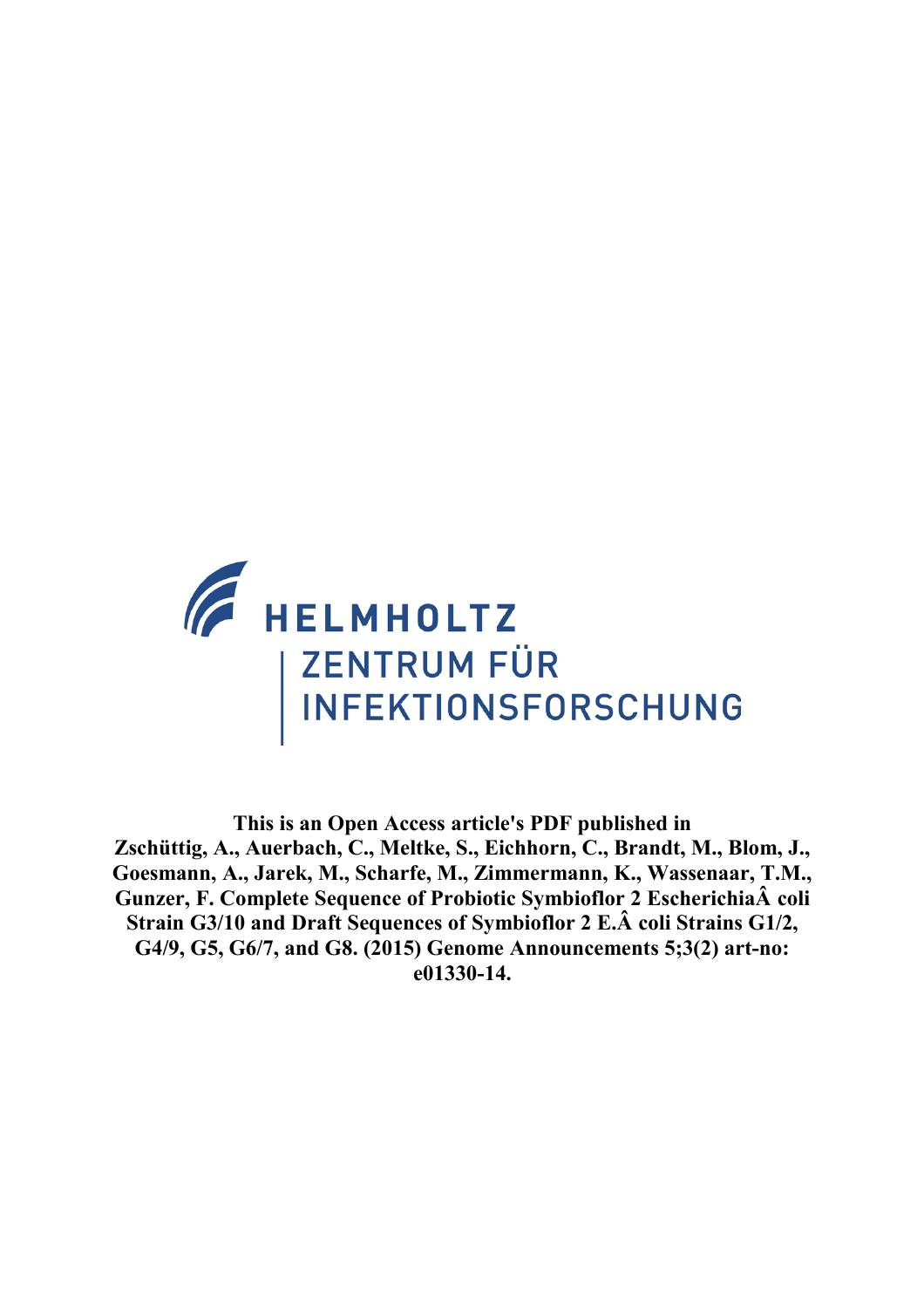HELMHOLTZ
ZENTRUM FÜR
INFEKTIONSFORSCHUNG

**This is an Open Access article's PDF published in**
**Zschüttig, A., Auerbach, C., Meltke, S., Eichhorn, C., Brandt, M., Blom, J., Goesmann, A., Jarek, M., Scharfe, M., Zimmermann, K., Wassenaar, T.M., Gunzer, F. Complete Sequence of Probiotic Symbioflor 2 EscherichiaÂ coli Strain G3/10 and Draft Sequences of Symbioflor 2 E.Â coli Strains G1/2, G4/9, G5, G6/7, and G8. (2015) Genome Announcements 5;3(2) art-no: e01330-14.**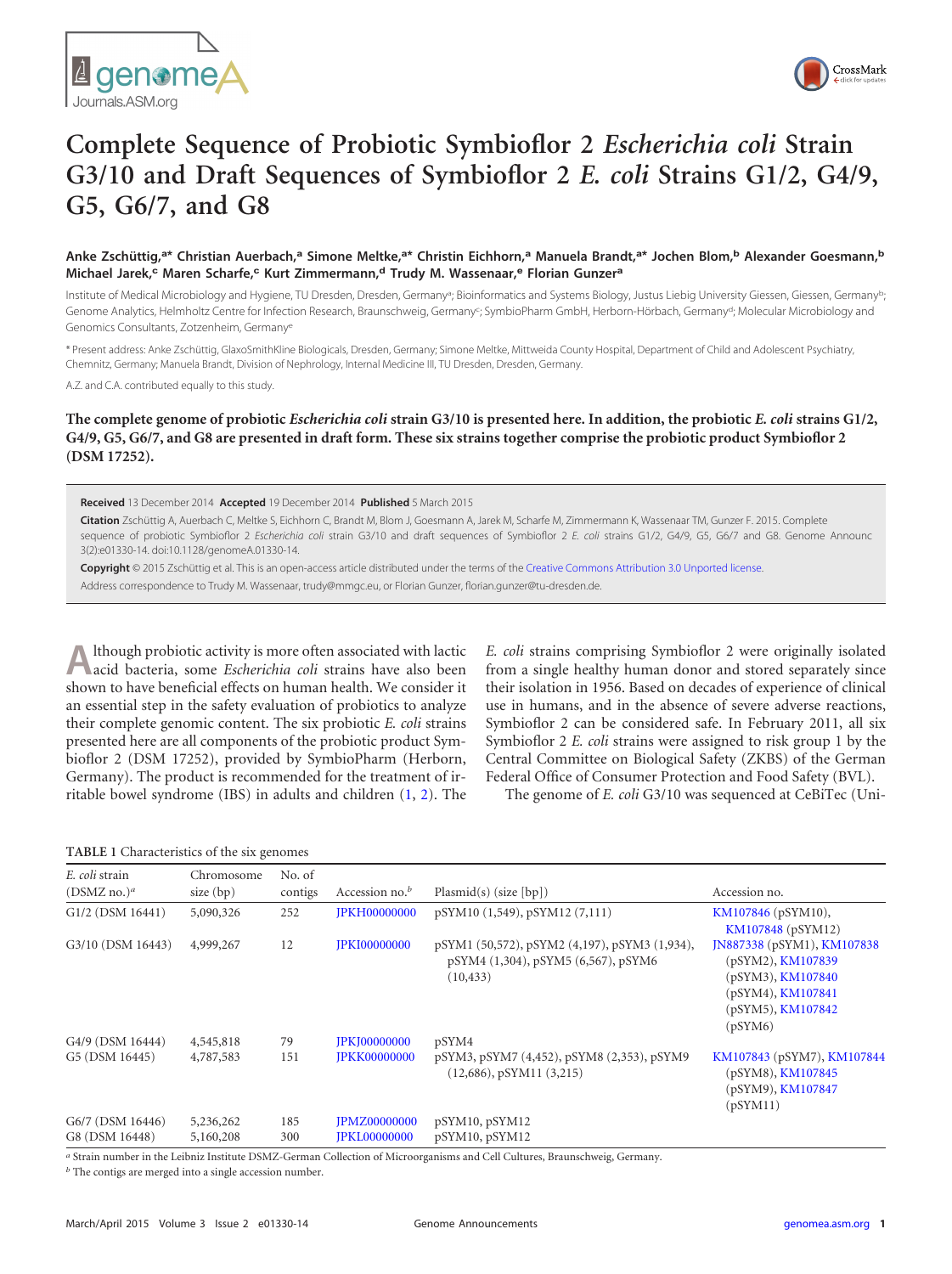# Complete Sequence of Probiotic Symbioflor 2 *Escherichia coli* Strain G3/10 and Draft Sequences of Symbioflor 2 *E. coli* Strains G1/2, G4/9, G5, G6/7, and G8

**Anke Zschüttig,[a]* Christian Auerbach,[a] Simone Meltke,[a]* Christin Eichhorn,[a] Manuela Brandt,[a]* Jochen Blom,[b] Alexander Goesmann,[b] Michael Jarek,[c] Maren Scharfe,[c] Kurt Zimmermann,[d] Trudy M. Wassenaar,[e] Florian Gunzer[a]**

Institute of Medical Microbiology and Hygiene, TU Dresden, Dresden, Germany[a]; Bioinformatics and Systems Biology, Justus Liebig University Giessen, Giessen, Germany[b]; Genome Analytics, Helmholtz Centre for Infection Research, Braunschweig, Germany[c]; SymbioPharm GmbH, Herborn-Hörbach, Germany[d]; Molecular Microbiology and Genomics Consultants, Zotzenheim, Germany[e]

* Present address: Anke Zschüttig, GlaxoSmithKline Biologicals, Dresden, Germany; Simone Meltke, Mittweida County Hospital, Department of Child and Adolescent Psychiatry, Chemnitz, Germany; Manuela Brandt, Division of Nephrology, Internal Medicine III, TU Dresden, Dresden, Germany.

A.Z. and C.A. contributed equally to this study.

**The complete genome of probiotic *Escherichia coli* strain G3/10 is presented here. In addition, the probiotic *E. coli* strains G1/2, G4/9, G5, G6/7, and G8 are presented in draft form. These six strains together comprise the probiotic product Symbioflor 2 (DSM 17252).**

**Received** 13 December 2014 **Accepted** 19 December 2014 **Published** 5 March 2015

**Citation** Zschüttig A, Auerbach C, Meltke S, Eichhorn C, Brandt M, Blom J, Goesmann A, Jarek M, Scharfe M, Zimmermann K, Wassenaar TM, Gunzer F. 2015. Complete sequence of probiotic Symbioflor 2 *Escherichia coli* strain G3/10 and draft sequences of Symbioflor 2 *E. coli* strains G1/2, G4/9, G5, G6/7 and G8. Genome Announc 3(2):e01330-14. doi:10.1128/genomeA.01330-14.

**Copyright** © 2015 Zschüttig et al. This is an open-access article distributed under the terms of the Creative Commons Attribution 3.0 Unported license.

Address correspondence to Trudy M. Wassenaar, trudy@mmgc.eu, or Florian Gunzer, florian.gunzer@tu-dresden.de.

Although probiotic activity is more often associated with lactic acid bacteria, some *Escherichia coli* strains have also been shown to have beneficial effects on human health. We consider it an essential step in the safety evaluation of probiotics to analyze their complete genomic content. The six probiotic *E. coli* strains presented here are all components of the probiotic product Symbioflor 2 (DSM 17252), provided by SymbioPharm (Herborn, Germany). The product is recommended for the treatment of irritable bowel syndrome (IBS) in adults and children (1, 2). The *E. coli* strains comprising Symbioflor 2 were originally isolated from a single healthy human donor and stored separately since their isolation in 1956. Based on decades of experience of clinical use in humans, and in the absence of severe adverse reactions, Symbioflor 2 can be considered safe. In February 2011, all six Symbioflor 2 *E. coli* strains were assigned to risk group 1 by the Central Committee on Biological Safety (ZKBS) of the German Federal Office of Consumer Protection and Food Safety (BVL).

The genome of *E. coli* G3/10 was sequenced at CeBiTec (Uni-

**TABLE 1** Characteristics of the six genomes

| *E. coli* strain (DSMZ no.)[a] | Chromosome size (bp) | No. of contigs | Accession no.[b] | Plasmid(s) (size [bp]) | Accession no. |
|---|---|---|---|---|---|
| G1/2 (DSM 16441) | 5,090,326 | 252 | JPKH00000000 | pSYM10 (1,549), pSYM12 (7,111) | KM107846 (pSYM10), KM107848 (pSYM12) |
| G3/10 (DSM 16443) | 4,999,267 | 12 | JPKI00000000 | pSYM1 (50,572), pSYM2 (4,197), pSYM3 (1,934), pSYM4 (1,304), pSYM5 (6,567), pSYM6 (10,433) | JN887338 (pSYM1), KM107838 (pSYM2), KM107839 (pSYM3), KM107840 (pSYM4), KM107841 (pSYM5), KM107842 (pSYM6) |
| G4/9 (DSM 16444) | 4,545,818 | 79 | JPKJ00000000 | pSYM4 | |
| G5 (DSM 16445) | 4,787,583 | 151 | JPKK00000000 | pSYM3, pSYM7 (4,452), pSYM8 (2,353), pSYM9 (12,686), pSYM11 (3,215) | KM107843 (pSYM7), KM107844 (pSYM8), KM107845 (pSYM9), KM107847 (pSYM11) |
| G6/7 (DSM 16446) | 5,236,262 | 185 | JPMZ00000000 | pSYM10, pSYM12 | |
| G8 (DSM 16448) | 5,160,208 | 300 | JPKL00000000 | pSYM10, pSYM12 | |

[a] Strain number in the Leibniz Institute DSMZ-German Collection of Microorganisms and Cell Cultures, Braunschweig, Germany.

[b] The contigs are merged into a single accession number.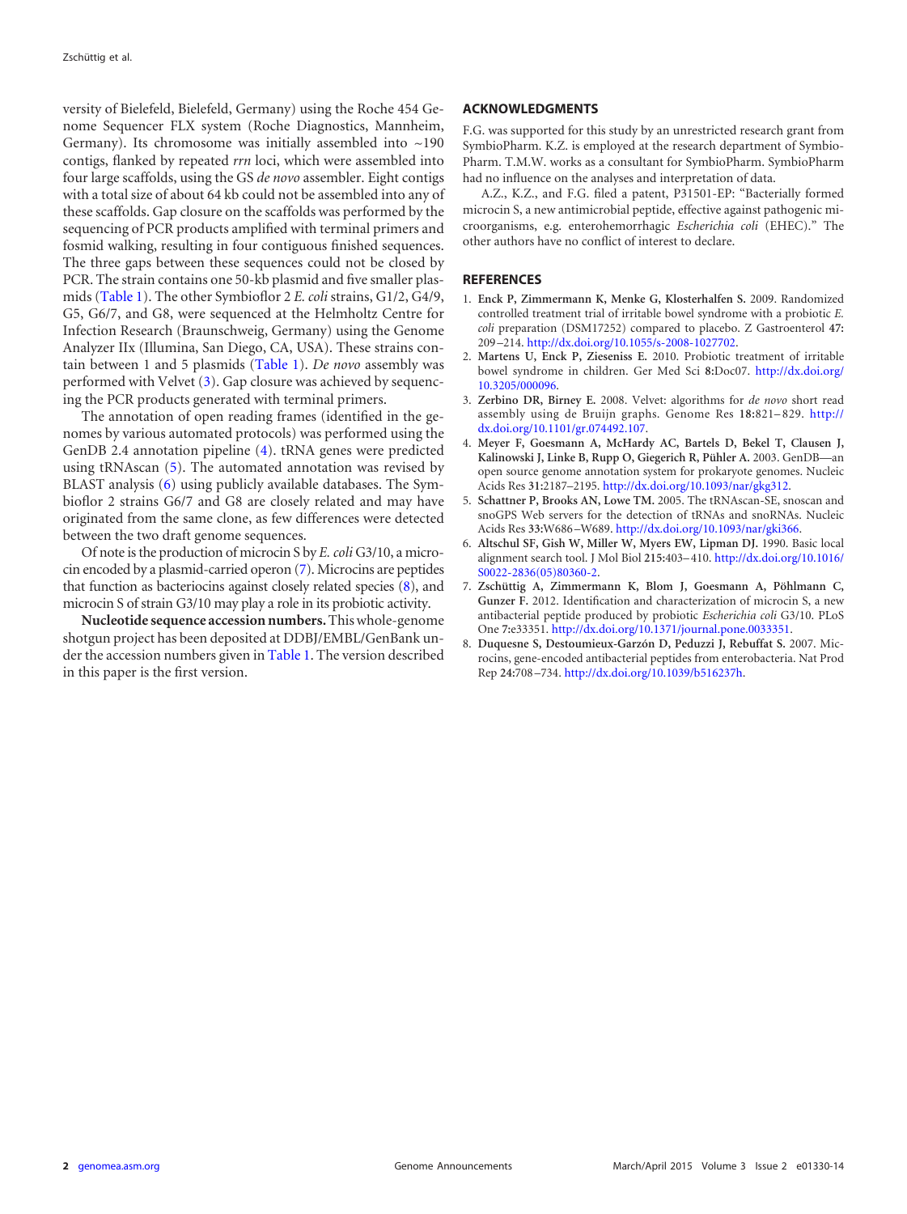versity of Bielefeld, Bielefeld, Germany) using the Roche 454 Genome Sequencer FLX system (Roche Diagnostics, Mannheim, Germany). Its chromosome was initially assembled into ~190 contigs, flanked by repeated *rrn* loci, which were assembled into four large scaffolds, using the GS *de novo* assembler. Eight contigs with a total size of about 64 kb could not be assembled into any of these scaffolds. Gap closure on the scaffolds was performed by the sequencing of PCR products amplified with terminal primers and fosmid walking, resulting in four contiguous finished sequences. The three gaps between these sequences could not be closed by PCR. The strain contains one 50-kb plasmid and five smaller plasmids (Table 1). The other Symbioflor 2 *E. coli* strains, G1/2, G4/9, G5, G6/7, and G8, were sequenced at the Helmholtz Centre for Infection Research (Braunschweig, Germany) using the Genome Analyzer IIx (Illumina, San Diego, CA, USA). These strains contain between 1 and 5 plasmids (Table 1). *De novo* assembly was performed with Velvet (3). Gap closure was achieved by sequencing the PCR products generated with terminal primers.

The annotation of open reading frames (identified in the genomes by various automated protocols) was performed using the GenDB 2.4 annotation pipeline (4). tRNA genes were predicted using tRNAscan (5). The automated annotation was revised by BLAST analysis (6) using publicly available databases. The Symbioflor 2 strains G6/7 and G8 are closely related and may have originated from the same clone, as few differences were detected between the two draft genome sequences.

Of note is the production of microcin S by *E. coli* G3/10, a microcin encoded by a plasmid-carried operon (7). Microcins are peptides that function as bacteriocins against closely related species (8), and microcin S of strain G3/10 may play a role in its probiotic activity.

**Nucleotide sequence accession numbers.** This whole-genome shotgun project has been deposited at DDBJ/EMBL/GenBank under the accession numbers given in Table 1. The version described in this paper is the first version.

## ACKNOWLEDGMENTS

F.G. was supported for this study by an unrestricted research grant from SymbioPharm. K.Z. is employed at the research department of SymbioPharm. T.M.W. works as a consultant for SymbioPharm. SymbioPharm had no influence on the analyses and interpretation of data.

A.Z., K.Z., and F.G. filed a patent, P31501-EP: "Bacterially formed microcin S, a new antimicrobial peptide, effective against pathogenic microorganisms, e.g. enterohemorrhagic *Escherichia coli* (EHEC)." The other authors have no conflict of interest to declare.

## REFERENCES

1. **Enck P, Zimmermann K, Menke G, Klosterhalfen S.** 2009. Randomized controlled treatment trial of irritable bowel syndrome with a probiotic *E. coli* preparation (DSM17252) compared to placebo. Z Gastroenterol **47:** 209–214. http://dx.doi.org/10.1055/s-2008-1027702.
2. **Martens U, Enck P, Zieseniss E.** 2010. Probiotic treatment of irritable bowel syndrome in children. Ger Med Sci **8:**Doc07. http://dx.doi.org/10.3205/000096.
3. **Zerbino DR, Birney E.** 2008. Velvet: algorithms for *de novo* short read assembly using de Bruijn graphs. Genome Res **18:**821–829. http://dx.doi.org/10.1101/gr.074492.107.
4. **Meyer F, Goesmann A, McHardy AC, Bartels D, Bekel T, Clausen J, Kalinowski J, Linke B, Rupp O, Giegerich R, Pühler A.** 2003. GenDB—an open source genome annotation system for prokaryote genomes. Nucleic Acids Res **31:**2187–2195. http://dx.doi.org/10.1093/nar/gkg312.
5. **Schattner P, Brooks AN, Lowe TM.** 2005. The tRNAscan-SE, snoscan and snoGPS Web servers for the detection of tRNAs and snoRNAs. Nucleic Acids Res **33:**W686–W689. http://dx.doi.org/10.1093/nar/gki366.
6. **Altschul SF, Gish W, Miller W, Myers EW, Lipman DJ.** 1990. Basic local alignment search tool. J Mol Biol **215:**403–410. http://dx.doi.org/10.1016/S0022-2836(05)80360-2.
7. **Zschüttig A, Zimmermann K, Blom J, Goesmann A, Pöhlmann C, Gunzer F.** 2012. Identification and characterization of microcin S, a new antibacterial peptide produced by probiotic *Escherichia coli* G3/10. PLoS One **7:**e33351. http://dx.doi.org/10.1371/journal.pone.0033351.
8. **Duquesne S, Destoumieux-Garzón D, Peduzzi J, Rebuffat S.** 2007. Microcins, gene-encoded antibacterial peptides from enterobacteria. Nat Prod Rep **24:**708–734. http://dx.doi.org/10.1039/b516237h.